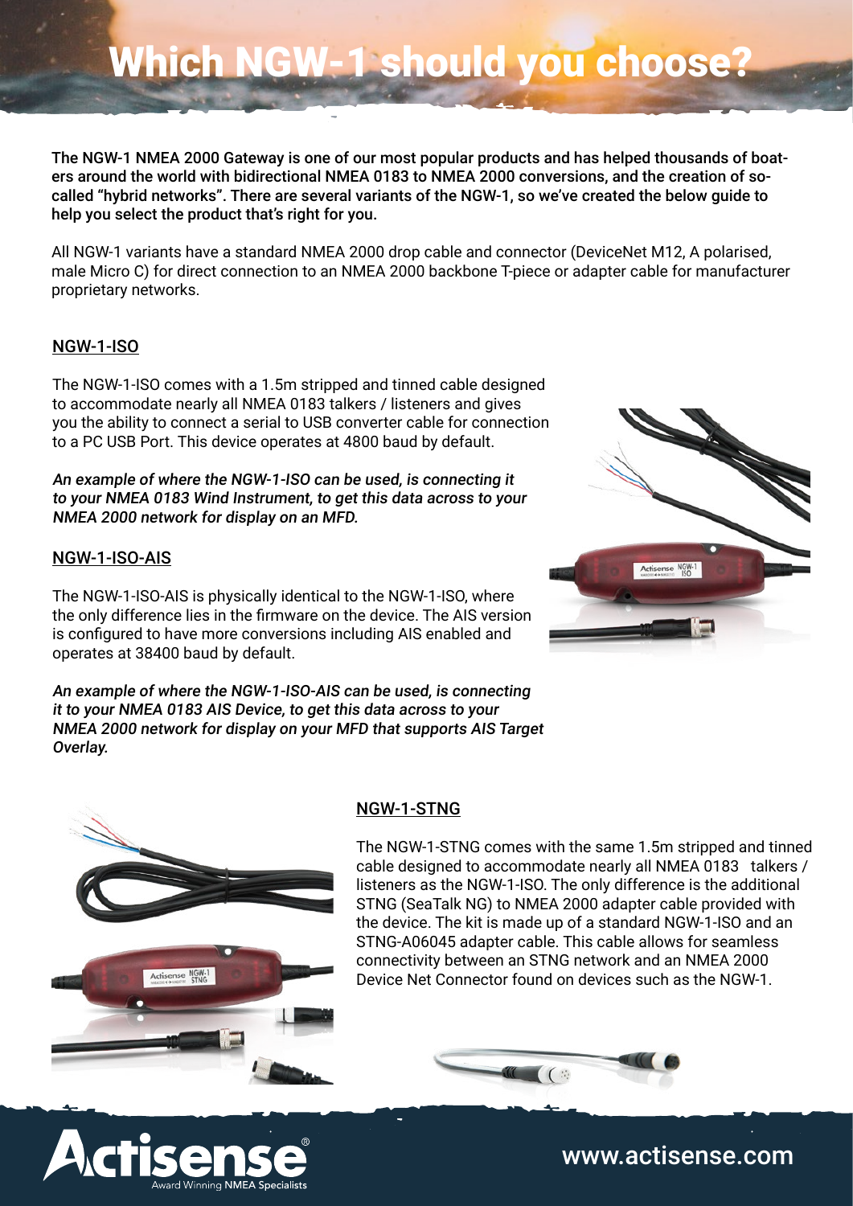# Which NGW-1 should you choose?

**The NGW-1 NMEA 2000 Gateway is one of our most popular products and has helped thousands of boaters around the world with bidirectional NMEA 0183 to NMEA 2000 conversions, and the creation of so-called "hybrid networks". There are several variants of the NGW-1, so we've created the below guide to help you select the product that's right for you.**

All NGW-1 variants have a standard NMEA 2000 drop cable and connector (DeviceNet M12, A polarised, male Micro C) for direct connection to an NMEA 2000 backbone T-piece or adapter cable for manufacturer proprietary networks.

## NGW-1-ISO

The NGW-1-ISO comes with a 1.5m stripped and tinned cable designed to accommodate nearly all NMEA 0183 talkers / listeners and gives you the ability to connect a serial to USB converter cable for connection to a PC USB Port. This device operates at 4800 baud by default.

***An example of where the NGW-1-ISO can be used, is connecting it to your NMEA 0183 Wind Instrument, to get this data across to your NMEA 2000 network for display on an MFD.***

## NGW-1-ISO-AIS

The NGW-1-ISO-AIS is physically identical to the NGW-1-ISO, where the only difference lies in the firmware on the device. The AIS version is configured to have more conversions including AIS enabled and operates at 38400 baud by default.

***An example of where the NGW-1-ISO-AIS can be used, is connecting it to your NMEA 0183 AIS Device, to get this data across to your NMEA 2000 network for display on your MFD that supports AIS Target Overlay.***

## NGW-1-STNG

The NGW-1-STNG comes with the same 1.5m stripped and tinned cable designed to accommodate nearly all NMEA 0183 talkers / listeners as the NGW-1-ISO. The only difference is the additional STNG (SeaTalk NG) to NMEA 2000 adapter cable provided with the device. The kit is made up of a standard NGW-1-ISO and an STNG-A06045 adapter cable. This cable allows for seamless connectivity between an STNG network and an NMEA 2000 Device Net Connector found on devices such as the NGW-1.

Actisense® Award Winning NMEA Specialists

www.actisense.com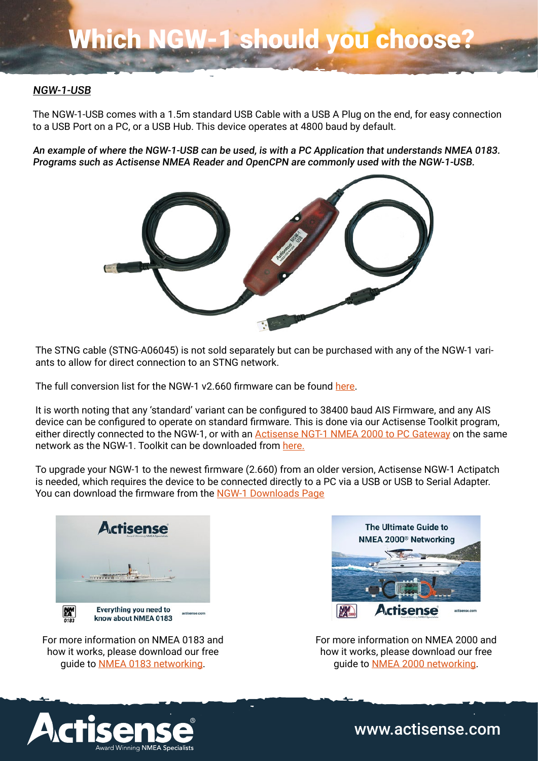# Which NGW-1 should you choose?

***NGW-1-USB***

The NGW-1-USB comes with a 1.5m standard USB Cable with a USB A Plug on the end, for easy connection to a USB Port on a PC, or a USB Hub. This device operates at 4800 baud by default.

*An example of where the NGW-1-USB can be used, is with a PC Application that understands NMEA 0183. Programs such as Actisense NMEA Reader and OpenCPN are commonly used with the NGW-1-USB.*

The STNG cable (STNG-A06045) is not sold separately but can be purchased with any of the NGW-1 variants to allow for direct connection to an STNG network.

The full conversion list for the NGW-1 v2.660 firmware can be found here.

It is worth noting that any 'standard' variant can be configured to 38400 baud AIS Firmware, and any AIS device can be configured to operate on standard firmware. This is done via our Actisense Toolkit program, either directly connected to the NGW-1, or with an Actisense NGT-1 NMEA 2000 to PC Gateway on the same network as the NGW-1. Toolkit can be downloaded from here.

To upgrade your NGW-1 to the newest firmware (2.660) from an older version, Actisense NGW-1 Actipatch is needed, which requires the device to be connected directly to a PC via a USB or USB to Serial Adapter. You can download the firmware from the NGW-1 Downloads Page

Everything you need to know about NMEA 0183

For more information on NMEA 0183 and how it works, please download our free guide to NMEA 0183 networking.

The Ultimate Guide to NMEA 2000® Networking

For more information on NMEA 2000 and how it works, please download our free guide to NMEA 2000 networking.

Actisense® Award Winning NMEA Specialists

www.actisense.com